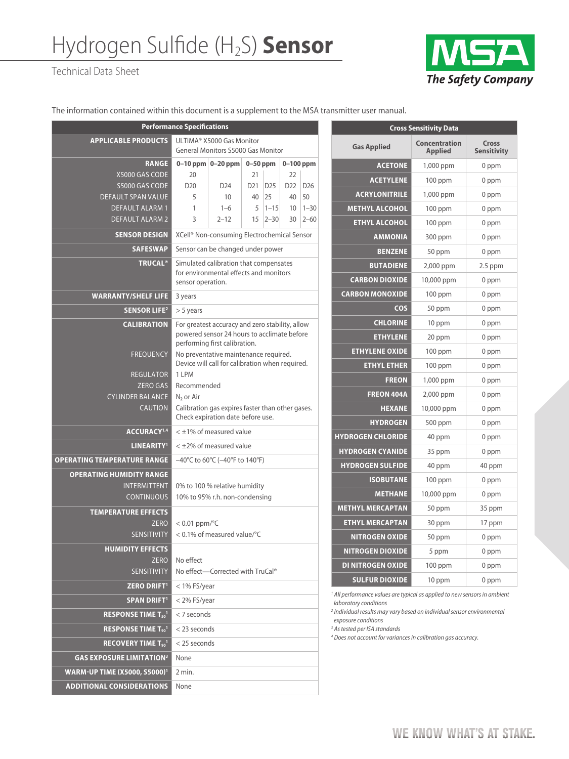# Hydrogen Sulfide ($H_2S$) **Sensor**

Technical Data Sheet

MSA The Safety Company

The information contained within this document is a supplement to the MSA transmitter user manual.

| Performance Specifications | | | | | | | |
|---|---|---|---|---|---|---|---|
| **APPLICABLE PRODUCTS** | ULTIMA® X5000 Gas Monitor General Monitors S5000 Gas Monitor | | | | | | |
| **RANGE** | **0–10 ppm** | **0–20 ppm** | **0–50 ppm** | | **0–100 ppm** | | |
| X5000 GAS CODE | 20 | | 21 | | 22 | | |
| S5000 GAS CODE | D20 | D24 | D21 | D25 | D22 | D26 | |
| DEFAULT SPAN VALUE | 5 | 10 | 40 | 25 | 40 | 50 | |
| DEFAULT ALARM 1 | 1 | 1–6 | 5 | 1–15 | 10 | 1–30 | |
| DEFAULT ALARM 2 | 3 | 2–12 | 15 | 2–30 | 30 | 2–60 | |
| **SENSOR DESIGN** | XCell® Non-consuming Electrochemical Sensor | | | | | | |
| **SAFESWAP** | Sensor can be changed under power | | | | | | |
| **TRUCAL®** | Simulated calibration that compensates for environmental effects and monitors sensor operation. | | | | | | |
| **WARRANTY/SHELF LIFE** | 3 years | | | | | | |
| **SENSOR LIFE[2]** | > 5 years | | | | | | |
| **CALIBRATION** | For greatest accuracy and zero stability, allow powered sensor 24 hours to acclimate before performing first calibration. | | | | | | |
| FREQUENCY | No preventative maintenance required. Device will call for calibration when required. | | | | | | |
| REGULATOR | 1 LPM | | | | | | |
| ZERO GAS | Recommended | | | | | | |
| CYLINDER BALANCE | $N_2$ or Air | | | | | | |
| CAUTION | Calibration gas expires faster than other gases. Check expiration date before use. | | | | | | |
| **ACCURACY[1,4]** | < ±1% of measured value | | | | | | |
| **LINEARITY[1]** | < ±2% of measured value | | | | | | |
| **OPERATING TEMPERATURE RANGE** | –40°C to 60°C (–40°F to 140°F) | | | | | | |
| **OPERATING HUMIDITY RANGE** | | | | | | | |
| INTERMITTENT | 0% to 100 % relative humidity | | | | | | |
| CONTINUOUS | 10% to 95% r.h. non-condensing | | | | | | |
| **TEMPERATURE EFFECTS** | | | | | | | |
| ZERO | < 0.01 ppm/°C | | | | | | |
| SENSITIVITY | < 0.1% of measured value/°C | | | | | | |
| **HUMIDITY EFFECTS** | | | | | | | |
| ZERO | No effect | | | | | | |
| SENSITIVITY | No effect—Corrected with TruCal® | | | | | | |
| **ZERO DRIFT[1]** | < 1% FS/year | | | | | | |
| **SPAN DRIFT[1]** | < 2% FS/year | | | | | | |
| **RESPONSE TIME $T_{50}$[1]** | < 7 seconds | | | | | | |
| **RESPONSE TIME $T_{90}$[1]** | < 23 seconds | | | | | | |
| **RECOVERY TIME $T_{90}$[1]** | < 25 seconds | | | | | | |
| **GAS EXPOSURE LIMITATION[3]** | None | | | | | | |
| **WARM-UP TIME (X5000, S5000)[1]** | 2 min. | | | | | | |
| **ADDITIONAL CONSIDERATIONS** | None | | | | | | |

| Gas Applied | Concentration Applied | Cross Sensitivity |
|---|---|---|
| **ACETONE** | 1,000 ppm | 0 ppm |
| **ACETYLENE** | 100 ppm | 0 ppm |
| **ACRYLONITRILE** | 1,000 ppm | 0 ppm |
| **METHYL ALCOHOL** | 100 ppm | 0 ppm |
| **ETHYL ALCOHOL** | 100 ppm | 0 ppm |
| **AMMONIA** | 300 ppm | 0 ppm |
| **BENZENE** | 50 ppm | 0 ppm |
| **BUTADIENE** | 2,000 ppm | 2.5 ppm |
| **CARBON DIOXIDE** | 10,000 ppm | 0 ppm |
| **CARBON MONOXIDE** | 100 ppm | 0 ppm |
| **COS** | 50 ppm | 0 ppm |
| **CHLORINE** | 10 ppm | 0 ppm |
| **ETHYLENE** | 20 ppm | 0 ppm |
| **ETHYLENE OXIDE** | 100 ppm | 0 ppm |
| **ETHYL ETHER** | 100 ppm | 0 ppm |
| **FREON** | 1,000 ppm | 0 ppm |
| **FREON 404A** | 2,000 ppm | 0 ppm |
| **HEXANE** | 10,000 ppm | 0 ppm |
| **HYDROGEN** | 500 ppm | 0 ppm |
| **HYDROGEN CHLORIDE** | 40 ppm | 0 ppm |
| **HYDROGEN CYANIDE** | 35 ppm | 0 ppm |
| **HYDROGEN SULFIDE** | 40 ppm | 40 ppm |
| **ISOBUTANE** | 100 ppm | 0 ppm |
| **METHANE** | 10,000 ppm | 0 ppm |
| **METHYL MERCAPTAN** | 50 ppm | 35 ppm |
| **ETHYL MERCAPTAN** | 30 ppm | 17 ppm |
| **NITROGEN OXIDE** | 50 ppm | 0 ppm |
| **NITROGEN DIOXIDE** | 5 ppm | 0 ppm |
| **DI NITROGEN OXIDE** | 100 ppm | 0 ppm |
| **SULFUR DIOXIDE** | 10 ppm | 0 ppm |

*[1] All performance values are typical as applied to new sensors in ambient laboratory conditions*

*[2] Individual results may vary based on individual sensor environmental exposure conditions*

*[3] As tested per ISA standards*

*[4] Does not account for variances in calibration gas accuracy.*

WE KNOW WHAT'S AT STAKE.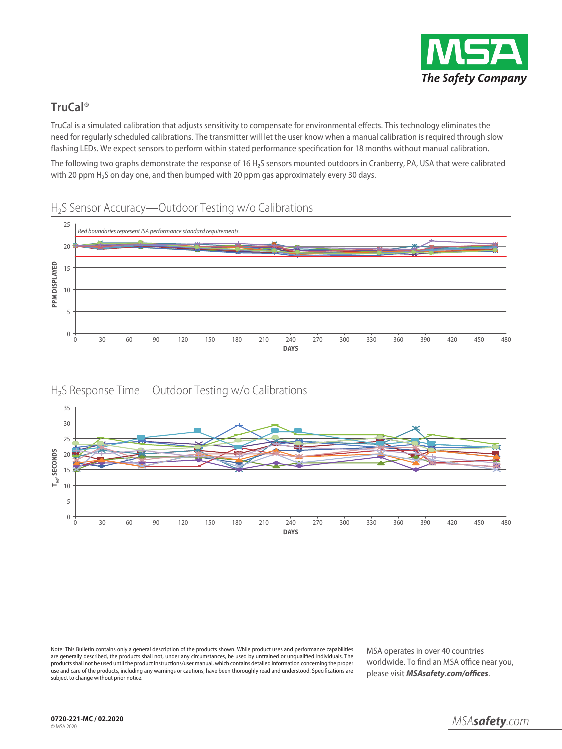## TruCal®

TruCal is a simulated calibration that adjusts sensitivity to compensate for environmental effects. This technology eliminates the need for regularly scheduled calibrations. The transmitter will let the user know when a manual calibration is required through slow flashing LEDs. We expect sensors to perform within stated performance specification for 18 months without manual calibration.

The following two graphs demonstrate the response of 16 $H_2S$ sensors mounted outdoors in Cranberry, PA, USA that were calibrated with 20 ppm $H_2S$ on day one, and then bumped with 20 ppm gas approximately every 30 days.

### $H_2S$ Sensor Accuracy—Outdoor Testing w/o Calibrations

*Red boundaries represent ISA performance standard requirements.*

PPM DISPLAYED

0 5 10 15 20 25

DAYS

0 30 60 90 120 150 180 210 240 270 300 330 360 390 420 450 480

### $H_2S$ Response Time—Outdoor Testing w/o Calibrations

$T_{90}$, SECONDS

0 5 10 15 20 25 30 35

DAYS

0 30 60 90 120 150 180 210 240 270 300 330 360 390 420 450 480

Note: This Bulletin contains only a general description of the products shown. While product uses and performance capabilities are generally described, the products shall not, under any circumstances, be used by untrained or unqualified individuals. The products shall not be used until the product instructions/user manual, which contains detailed information concerning the proper use and care of the products, including any warnings or cautions, have been thoroughly read and understood. Specifications are subject to change without prior notice.

MSA operates in over 40 countries worldwide. To find an MSA office near you, please visit ***MSAsafety.com/offices***.

**0720-221-MC / 02.2020**
© MSA 2020

*MSA**safety**.com*